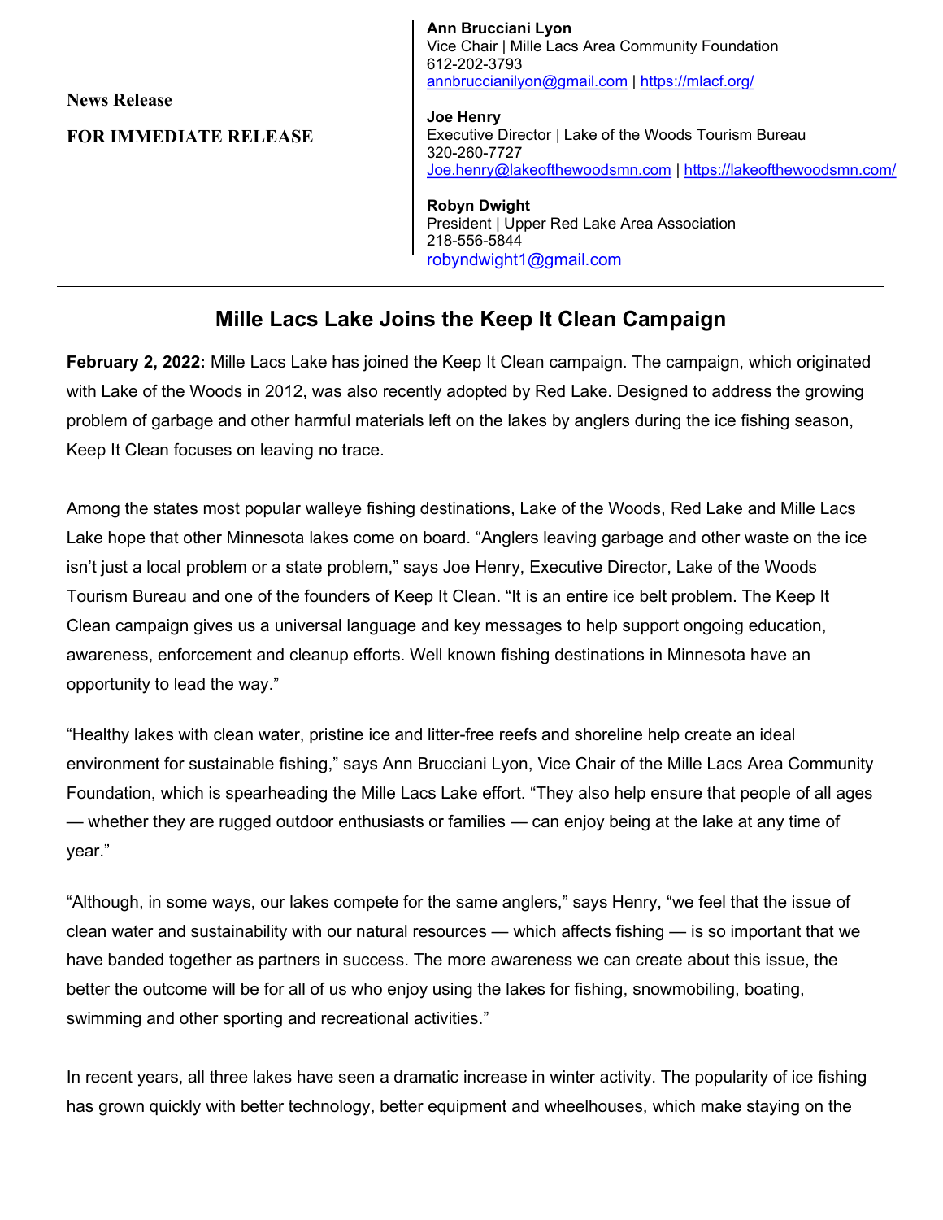**News Release**

**FOR IMMEDIATE RELEASE**

**Ann Brucciani Lyon**
Vice Chair | Mille Lacs Area Community Foundation
612-202-3793
annbruccianilyon@gmail.com | https://mlacf.org/

**Joe Henry**
Executive Director | Lake of the Woods Tourism Bureau
320-260-7727
Joe.henry@lakeofthewoodsmn.com | https://lakeofthewoodsmn.com/

**Robyn Dwight**
President | Upper Red Lake Area Association
218-556-5844
robyndwight1@gmail.com

---

# Mille Lacs Lake Joins the Keep It Clean Campaign

**February 2, 2022:** Mille Lacs Lake has joined the Keep It Clean campaign. The campaign, which originated with Lake of the Woods in 2012, was also recently adopted by Red Lake. Designed to address the growing problem of garbage and other harmful materials left on the lakes by anglers during the ice fishing season, Keep It Clean focuses on leaving no trace.

Among the states most popular walleye fishing destinations, Lake of the Woods, Red Lake and Mille Lacs Lake hope that other Minnesota lakes come on board. "Anglers leaving garbage and other waste on the ice isn't just a local problem or a state problem," says Joe Henry, Executive Director, Lake of the Woods Tourism Bureau and one of the founders of Keep It Clean. "It is an entire ice belt problem. The Keep It Clean campaign gives us a universal language and key messages to help support ongoing education, awareness, enforcement and cleanup efforts. Well known fishing destinations in Minnesota have an opportunity to lead the way."

"Healthy lakes with clean water, pristine ice and litter-free reefs and shoreline help create an ideal environment for sustainable fishing," says Ann Brucciani Lyon, Vice Chair of the Mille Lacs Area Community Foundation, which is spearheading the Mille Lacs Lake effort. "They also help ensure that people of all ages — whether they are rugged outdoor enthusiasts or families — can enjoy being at the lake at any time of year."

"Although, in some ways, our lakes compete for the same anglers," says Henry, "we feel that the issue of clean water and sustainability with our natural resources — which affects fishing — is so important that we have banded together as partners in success. The more awareness we can create about this issue, the better the outcome will be for all of us who enjoy using the lakes for fishing, snowmobiling, boating, swimming and other sporting and recreational activities."

In recent years, all three lakes have seen a dramatic increase in winter activity. The popularity of ice fishing has grown quickly with better technology, better equipment and wheelhouses, which make staying on the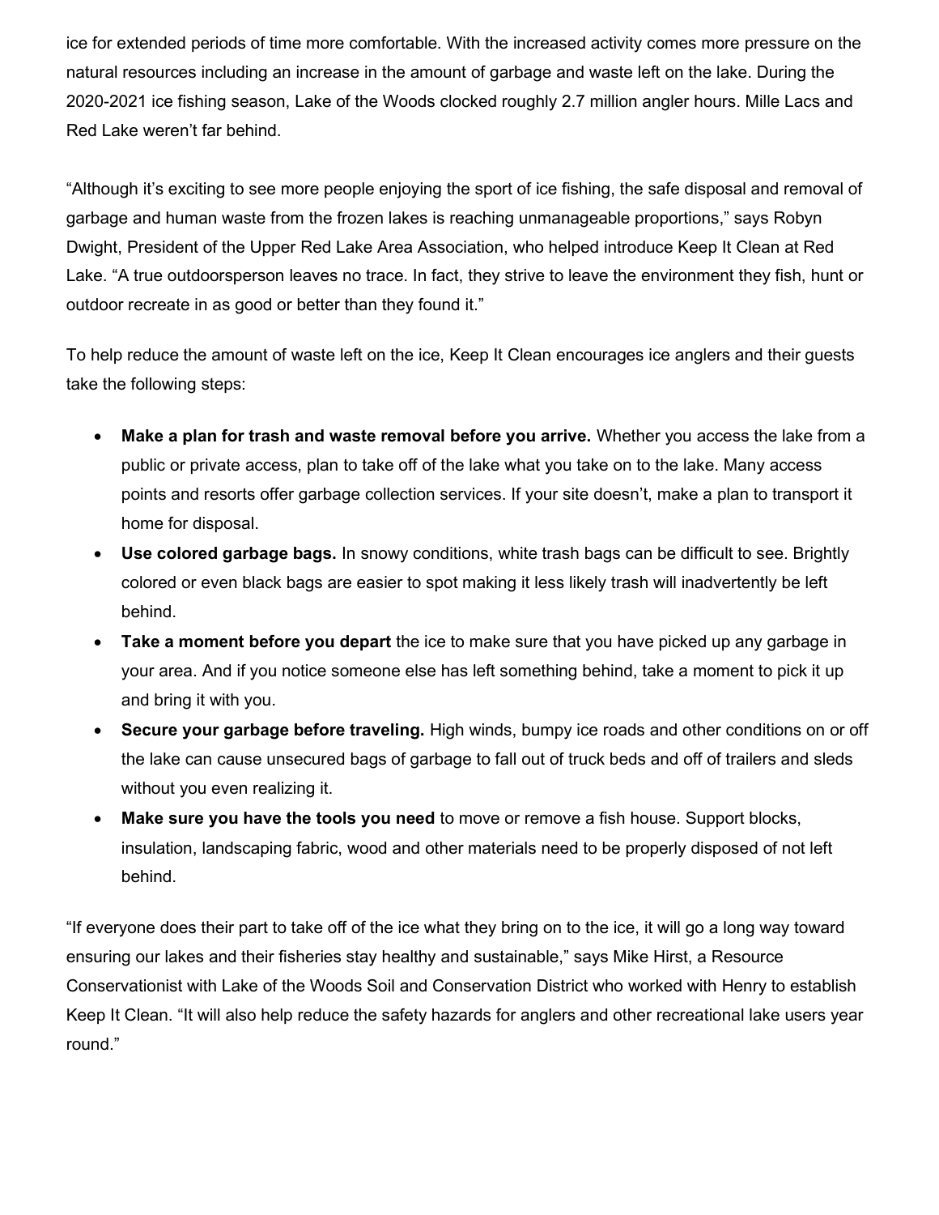ice for extended periods of time more comfortable. With the increased activity comes more pressure on the natural resources including an increase in the amount of garbage and waste left on the lake. During the 2020-2021 ice fishing season, Lake of the Woods clocked roughly 2.7 million angler hours. Mille Lacs and Red Lake weren't far behind.

"Although it's exciting to see more people enjoying the sport of ice fishing, the safe disposal and removal of garbage and human waste from the frozen lakes is reaching unmanageable proportions," says Robyn Dwight, President of the Upper Red Lake Area Association, who helped introduce Keep It Clean at Red Lake. "A true outdoorsperson leaves no trace. In fact, they strive to leave the environment they fish, hunt or outdoor recreate in as good or better than they found it."

To help reduce the amount of waste left on the ice, Keep It Clean encourages ice anglers and their guests take the following steps:

- **Make a plan for trash and waste removal before you arrive.** Whether you access the lake from a public or private access, plan to take off of the lake what you take on to the lake. Many access points and resorts offer garbage collection services. If your site doesn't, make a plan to transport it home for disposal.
- **Use colored garbage bags.** In snowy conditions, white trash bags can be difficult to see. Brightly colored or even black bags are easier to spot making it less likely trash will inadvertently be left behind.
- **Take a moment before you depart** the ice to make sure that you have picked up any garbage in your area. And if you notice someone else has left something behind, take a moment to pick it up and bring it with you.
- **Secure your garbage before traveling.** High winds, bumpy ice roads and other conditions on or off the lake can cause unsecured bags of garbage to fall out of truck beds and off of trailers and sleds without you even realizing it.
- **Make sure you have the tools you need** to move or remove a fish house. Support blocks, insulation, landscaping fabric, wood and other materials need to be properly disposed of not left behind.

"If everyone does their part to take off of the ice what they bring on to the ice, it will go a long way toward ensuring our lakes and their fisheries stay healthy and sustainable," says Mike Hirst, a Resource Conservationist with Lake of the Woods Soil and Conservation District who worked with Henry to establish Keep It Clean. "It will also help reduce the safety hazards for anglers and other recreational lake users year round."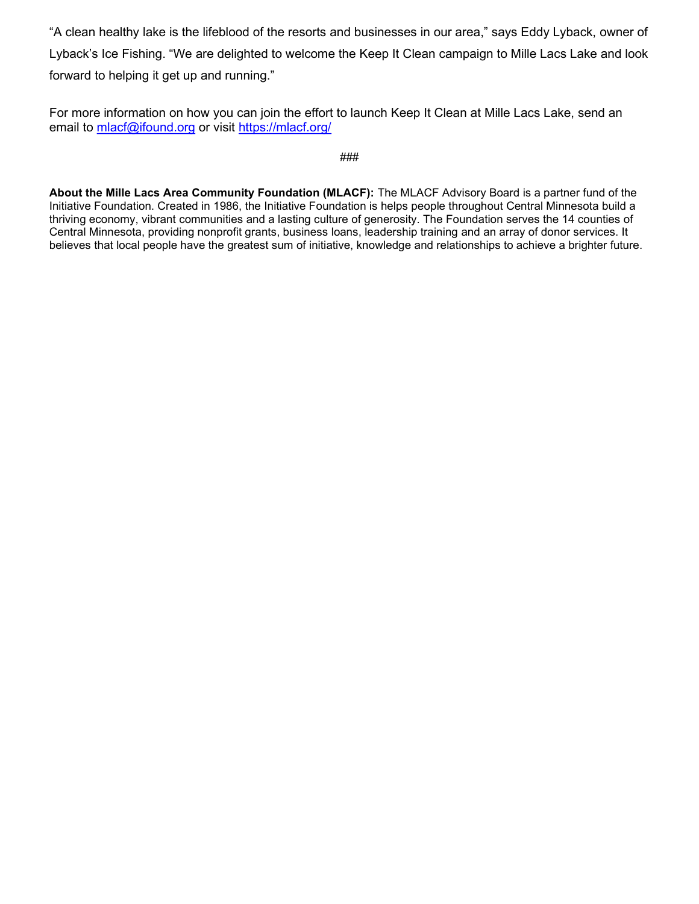“A clean healthy lake is the lifeblood of the resorts and businesses in our area,” says Eddy Lyback, owner of Lyback’s Ice Fishing. “We are delighted to welcome the Keep It Clean campaign to Mille Lacs Lake and look forward to helping it get up and running.”

For more information on how you can join the effort to launch Keep It Clean at Mille Lacs Lake, send an email to [mlacf@ifound.org](mailto:mlacf@ifound.org) or visit [https://mlacf.org/](https://mlacf.org/)

###

**About the Mille Lacs Area Community Foundation (MLACF):** The MLACF Advisory Board is a partner fund of the Initiative Foundation. Created in 1986, the Initiative Foundation is helps people throughout Central Minnesota build a thriving economy, vibrant communities and a lasting culture of generosity. The Foundation serves the 14 counties of Central Minnesota, providing nonprofit grants, business loans, leadership training and an array of donor services. It believes that local people have the greatest sum of initiative, knowledge and relationships to achieve a brighter future.